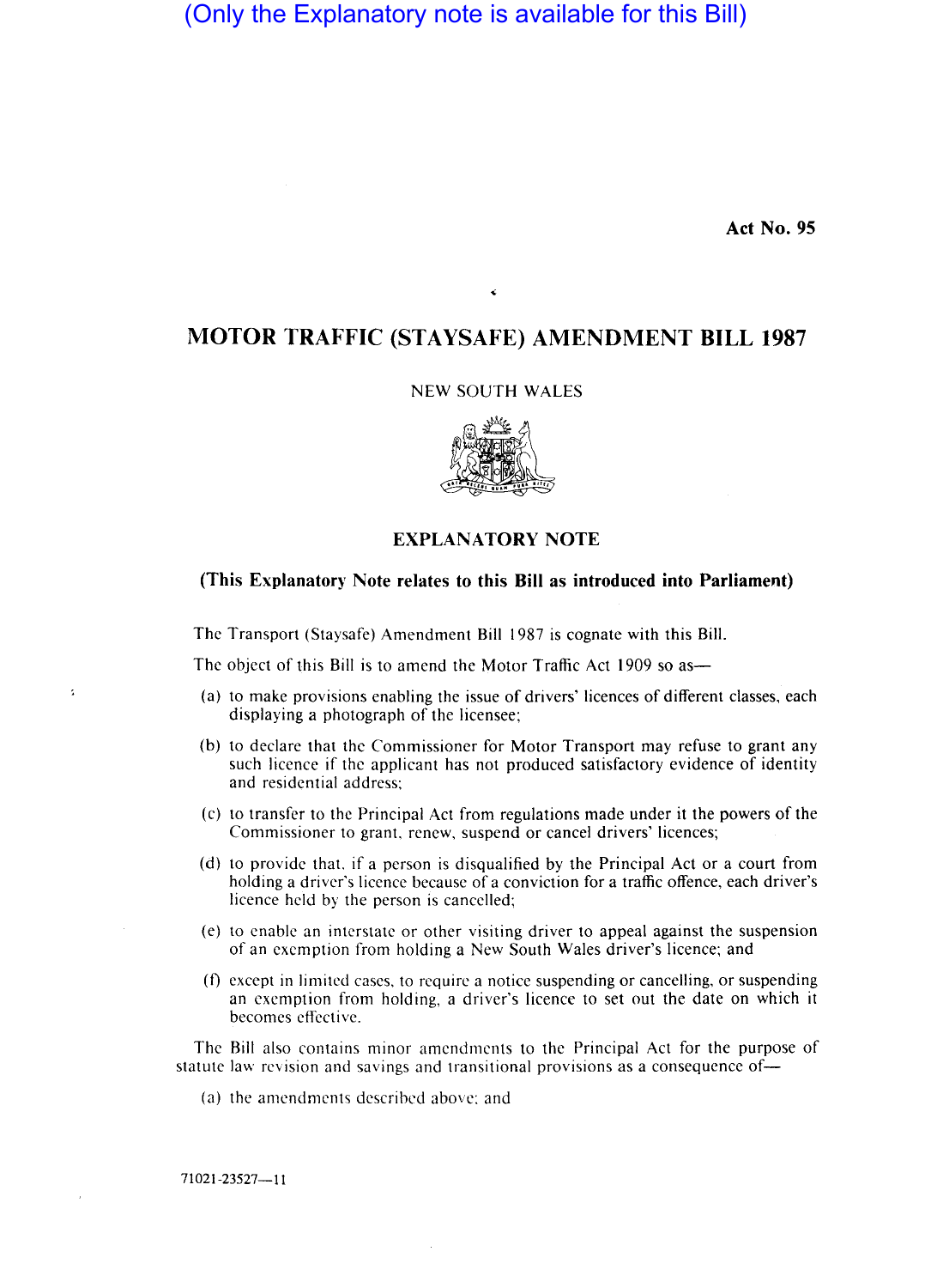(Only the Explanatory note is available for this Bill)

**Act No. 95**

# MOTOR TRAFFIC (STAYSAFE) AMENDMENT BILL 1987

NEW SOUTH WALES

## EXPLANATORY NOTE

**(This Explanatory Note relates to this Bill as introduced into Parliament)**

The Transport (Staysafe) Amendment Bill 1987 is cognate with this Bill.

The object of this Bill is to amend the Motor Traffic Act 1909 so as—

(a) to make provisions enabling the issue of drivers' licences of different classes, each displaying a photograph of the licensee;

(b) to declare that the Commissioner for Motor Transport may refuse to grant any such licence if the applicant has not produced satisfactory evidence of identity and residential address;

(c) to transfer to the Principal Act from regulations made under it the powers of the Commissioner to grant, renew, suspend or cancel drivers' licences;

(d) to provide that, if a person is disqualified by the Principal Act or a court from holding a driver's licence because of a conviction for a traffic offence, each driver's licence held by the person is cancelled;

(e) to enable an interstate or other visiting driver to appeal against the suspension of an exemption from holding a New South Wales driver's licence; and

(f) except in limited cases, to require a notice suspending or cancelling, or suspending an exemption from holding, a driver's licence to set out the date on which it becomes effective.

The Bill also contains minor amendments to the Principal Act for the purpose of statute law revision and savings and transitional provisions as a consequence of—

(a) the amendments described above; and

71021-23527—11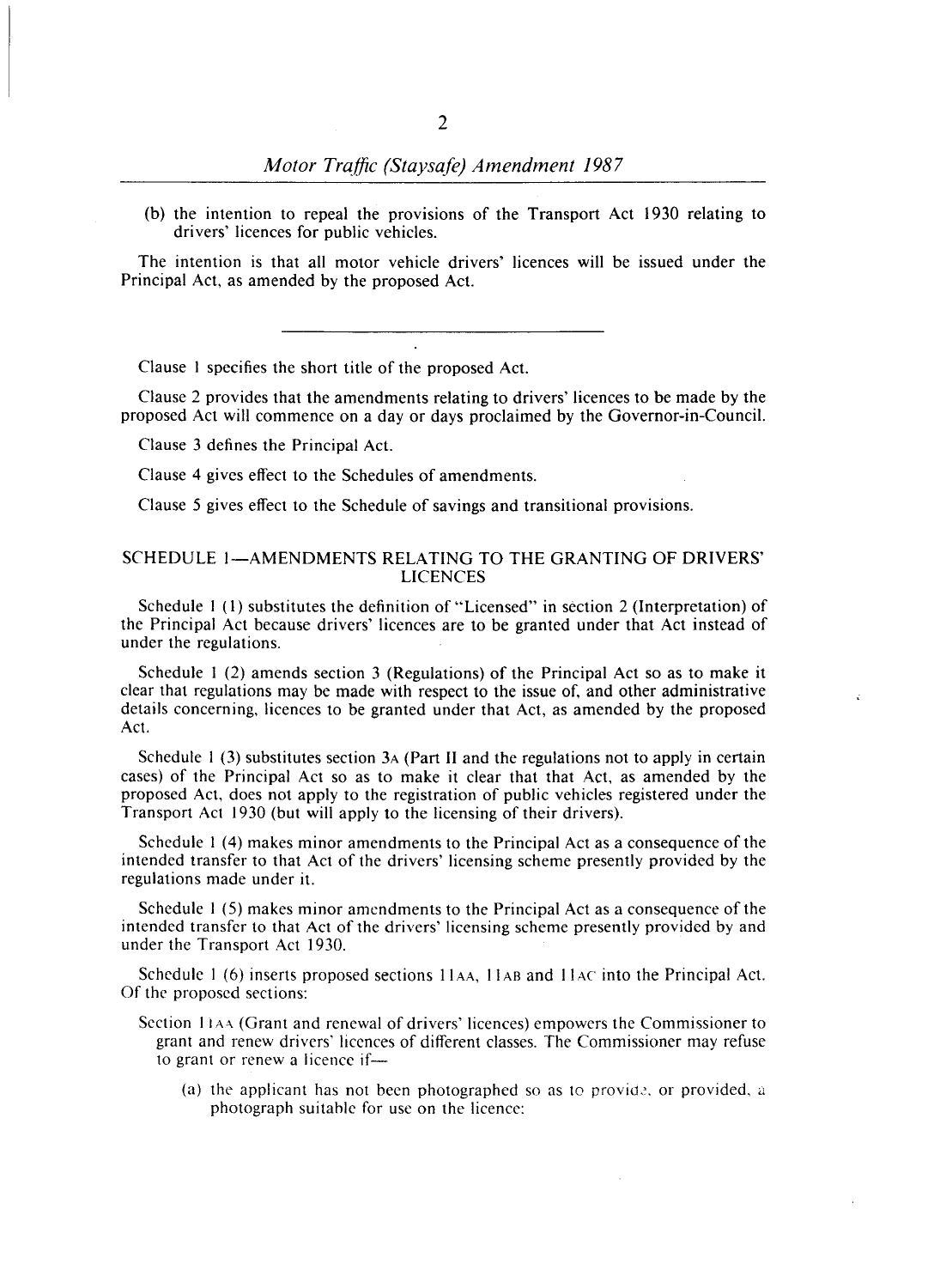(b) the intention to repeal the provisions of the Transport Act 1930 relating to drivers' licences for public vehicles.

The intention is that all motor vehicle drivers' licences will be issued under the Principal Act, as amended by the proposed Act.

---

Clause 1 specifies the short title of the proposed Act.

Clause 2 provides that the amendments relating to drivers' licences to be made by the proposed Act will commence on a day or days proclaimed by the Governor-in-Council.

Clause 3 defines the Principal Act.

Clause 4 gives effect to the Schedules of amendments.

Clause 5 gives effect to the Schedule of savings and transitional provisions.

## SCHEDULE 1—AMENDMENTS RELATING TO THE GRANTING OF DRIVERS' LICENCES

Schedule 1 (1) substitutes the definition of "Licensed" in section 2 (Interpretation) of the Principal Act because drivers' licences are to be granted under that Act instead of under the regulations.

Schedule 1 (2) amends section 3 (Regulations) of the Principal Act so as to make it clear that regulations may be made with respect to the issue of, and other administrative details concerning, licences to be granted under that Act, as amended by the proposed Act.

Schedule 1 (3) substitutes section 3A (Part II and the regulations not to apply in certain cases) of the Principal Act so as to make it clear that that Act, as amended by the proposed Act, does not apply to the registration of public vehicles registered under the Transport Act 1930 (but will apply to the licensing of their drivers).

Schedule 1 (4) makes minor amendments to the Principal Act as a consequence of the intended transfer to that Act of the drivers' licensing scheme presently provided by the regulations made under it.

Schedule 1 (5) makes minor amendments to the Principal Act as a consequence of the intended transfer to that Act of the drivers' licensing scheme presently provided by and under the Transport Act 1930.

Schedule 1 (6) inserts proposed sections 11AA, 11AB and 11AC into the Principal Act. Of the proposed sections:

Section 11AA (Grant and renewal of drivers' licences) empowers the Commissioner to grant and renew drivers' licences of different classes. The Commissioner may refuse to grant or renew a licence if—

(a) the applicant has not been photographed so as to provide, or provided, a photograph suitable for use on the licence: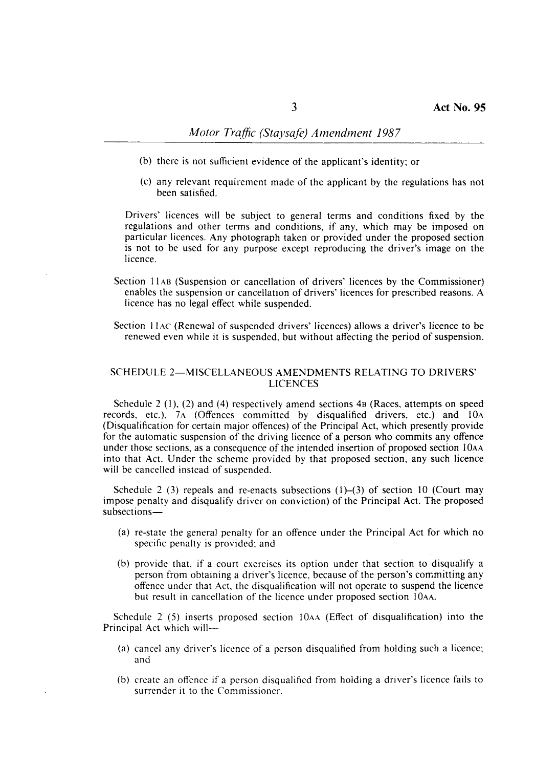(b) there is not sufficient evidence of the applicant's identity; or

(c) any relevant requirement made of the applicant by the regulations has not been satisfied.

Drivers' licences will be subject to general terms and conditions fixed by the regulations and other terms and conditions, if any, which may be imposed on particular licences. Any photograph taken or provided under the proposed section is not to be used for any purpose except reproducing the driver's image on the licence.

Section 11AB (Suspension or cancellation of drivers' licences by the Commissioner) enables the suspension or cancellation of drivers' licences for prescribed reasons. A licence has no legal effect while suspended.

Section 11AC (Renewal of suspended drivers' licences) allows a driver's licence to be renewed even while it is suspended, but without affecting the period of suspension.

## SCHEDULE 2—MISCELLANEOUS AMENDMENTS RELATING TO DRIVERS' LICENCES

Schedule 2 (1), (2) and (4) respectively amend sections 4B (Races, attempts on speed records, etc.), 7A (Offences committed by disqualified drivers, etc.) and 10A (Disqualification for certain major offences) of the Principal Act, which presently provide for the automatic suspension of the driving licence of a person who commits any offence under those sections, as a consequence of the intended insertion of proposed section 10AA into that Act. Under the scheme provided by that proposed section, any such licence will be cancelled instead of suspended.

Schedule 2 (3) repeals and re-enacts subsections (1)–(3) of section 10 (Court may impose penalty and disqualify driver on conviction) of the Principal Act. The proposed subsections—

(a) re-state the general penalty for an offence under the Principal Act for which no specific penalty is provided; and

(b) provide that, if a court exercises its option under that section to disqualify a person from obtaining a driver's licence, because of the person's committing any offence under that Act, the disqualification will not operate to suspend the licence but result in cancellation of the licence under proposed section 10AA.

Schedule 2 (5) inserts proposed section 10AA (Effect of disqualification) into the Principal Act which will—

(a) cancel any driver's licence of a person disqualified from holding such a licence; and

(b) create an offence if a person disqualified from holding a driver's licence fails to surrender it to the Commissioner.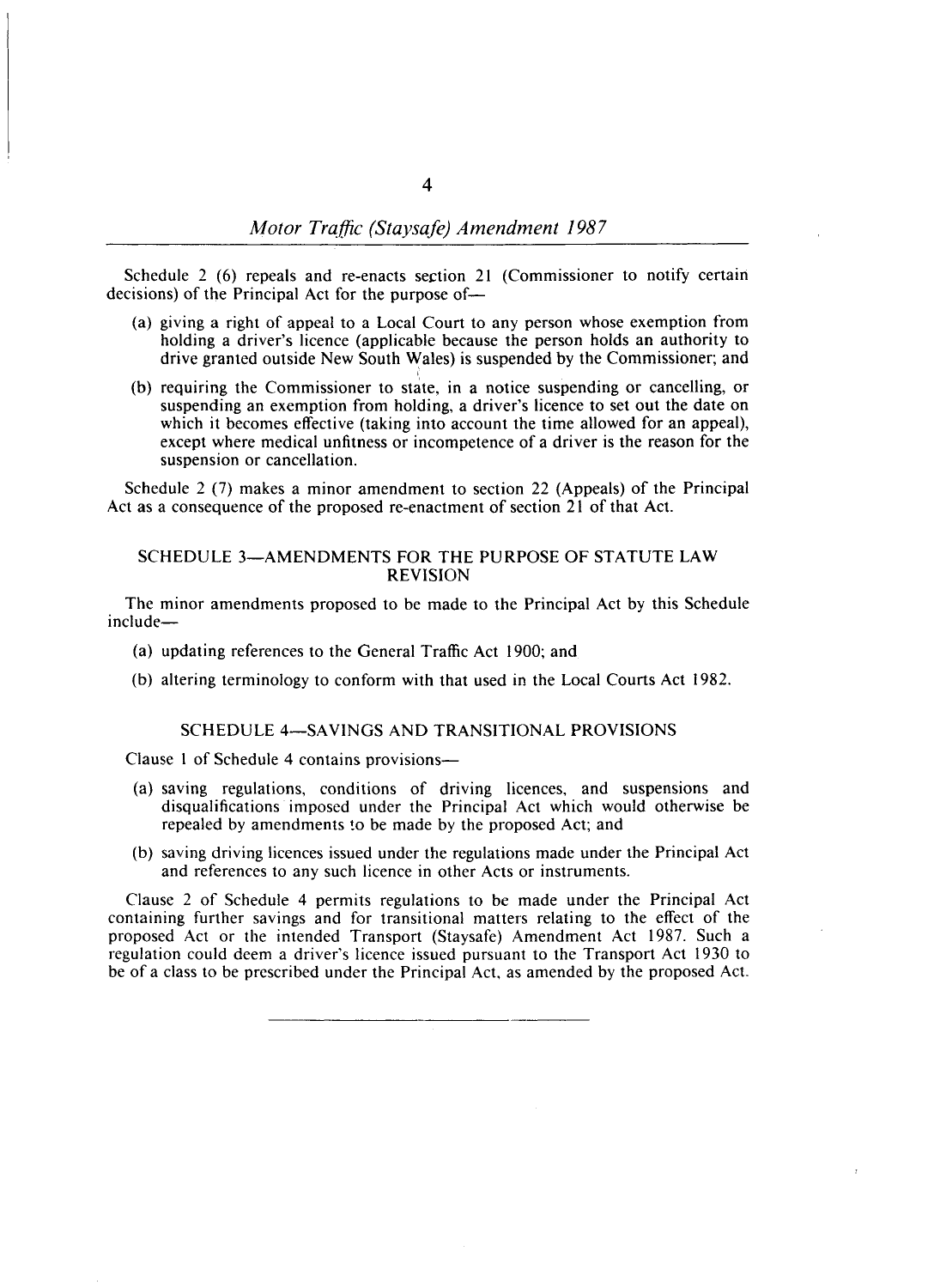Schedule 2 (6) repeals and re-enacts section 21 (Commissioner to notify certain decisions) of the Principal Act for the purpose of—

(a) giving a right of appeal to a Local Court to any person whose exemption from holding a driver's licence (applicable because the person holds an authority to drive granted outside New South Wales) is suspended by the Commissioner; and

(b) requiring the Commissioner to state, in a notice suspending or cancelling, or suspending an exemption from holding, a driver's licence to set out the date on which it becomes effective (taking into account the time allowed for an appeal), except where medical unfitness or incompetence of a driver is the reason for the suspension or cancellation.

Schedule 2 (7) makes a minor amendment to section 22 (Appeals) of the Principal Act as a consequence of the proposed re-enactment of section 21 of that Act.

## SCHEDULE 3—AMENDMENTS FOR THE PURPOSE OF STATUTE LAW REVISION

The minor amendments proposed to be made to the Principal Act by this Schedule include—

(a) updating references to the General Traffic Act 1900; and

(b) altering terminology to conform with that used in the Local Courts Act 1982.

## SCHEDULE 4—SAVINGS AND TRANSITIONAL PROVISIONS

Clause 1 of Schedule 4 contains provisions—

(a) saving regulations, conditions of driving licences, and suspensions and disqualifications imposed under the Principal Act which would otherwise be repealed by amendments to be made by the proposed Act; and

(b) saving driving licences issued under the regulations made under the Principal Act and references to any such licence in other Acts or instruments.

Clause 2 of Schedule 4 permits regulations to be made under the Principal Act containing further savings and for transitional matters relating to the effect of the proposed Act or the intended Transport (Staysafe) Amendment Act 1987. Such a regulation could deem a driver's licence issued pursuant to the Transport Act 1930 to be of a class to be prescribed under the Principal Act, as amended by the proposed Act.